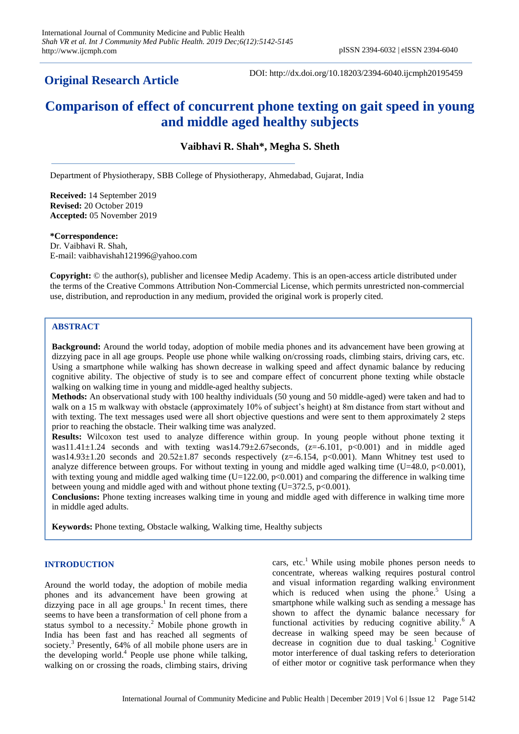## Original Research Article

DOI: http://dx.doi.org/10.18203/2394-6040.ijcmph20195459

# Comparison of effect of concurrent phone texting on gait speed in young and middle aged healthy subjects

**Vaibhavi R. Shah*, Megha S. Sheth**

Department of Physiotherapy, SBB College of Physiotherapy, Ahmedabad, Gujarat, India

**Received:** 14 September 2019
**Revised:** 20 October 2019
**Accepted:** 05 November 2019

***Correspondence:**
Dr. Vaibhavi R. Shah,
E-mail: vaibhavishah121996@yahoo.com

**Copyright:** © the author(s), publisher and licensee Medip Academy. This is an open-access article distributed under the terms of the Creative Commons Attribution Non-Commercial License, which permits unrestricted non-commercial use, distribution, and reproduction in any medium, provided the original work is properly cited.

## ABSTRACT

**Background:** Around the world today, adoption of mobile media phones and its advancement have been growing at dizzying pace in all age groups. People use phone while walking on/crossing roads, climbing stairs, driving cars, etc. Using a smartphone while walking has shown decrease in walking speed and affect dynamic balance by reducing cognitive ability. The objective of study is to see and compare effect of concurrent phone texting while obstacle walking on walking time in young and middle-aged healthy subjects.

**Methods:** An observational study with 100 healthy individuals (50 young and 50 middle-aged) were taken and had to walk on a 15 m walkway with obstacle (approximately 10% of subject's height) at 8m distance from start without and with texting. The text messages used were all short objective questions and were sent to them approximately 2 steps prior to reaching the obstacle. Their walking time was analyzed.

**Results:** Wilcoxon test used to analyze difference within group. In young people without phone texting it was11.41±1.24 seconds and with texting was14.79±2.67seconds, (z=-6.101, p<0.001) and in middle aged was14.93±1.20 seconds and 20.52±1.87 seconds respectively (z=-6.154, p<0.001). Mann Whitney test used to analyze difference between groups. For without texting in young and middle aged walking time (U=48.0, p<0.001), with texting young and middle aged walking time (U=122.00, p<0.001) and comparing the difference in walking time between young and middle aged with and without phone texting (U=372.5, p<0.001).

**Conclusions:** Phone texting increases walking time in young and middle aged with difference in walking time more in middle aged adults.

**Keywords:** Phone texting, Obstacle walking, Walking time, Healthy subjects

## INTRODUCTION

Around the world today, the adoption of mobile media phones and its advancement have been growing at dizzying pace in all age groups.[1] In recent times, there seems to have been a transformation of cell phone from a status symbol to a necessity.[2] Mobile phone growth in India has been fast and has reached all segments of society.[3] Presently, 64% of all mobile phone users are in the developing world.[4] People use phone while talking, walking on or crossing the roads, climbing stairs, driving cars, etc.[1] While using mobile phones person needs to concentrate, whereas walking requires postural control and visual information regarding walking environment which is reduced when using the phone.[5] Using a smartphone while walking such as sending a message has shown to affect the dynamic balance necessary for functional activities by reducing cognitive ability.[6] A decrease in walking speed may be seen because of decrease in cognition due to dual tasking.[1] Cognitive motor interference of dual tasking refers to deterioration of either motor or cognitive task performance when they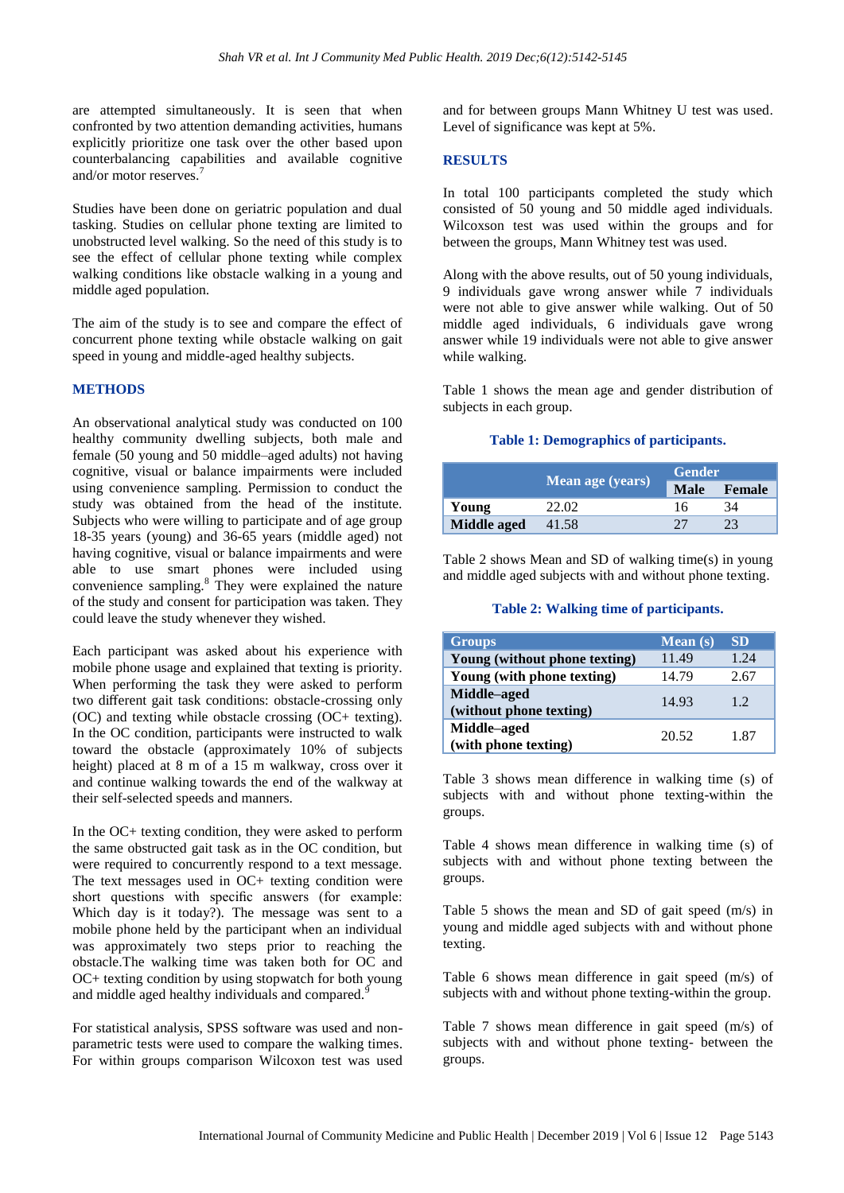are attempted simultaneously. It is seen that when confronted by two attention demanding activities, humans explicitly prioritize one task over the other based upon counterbalancing capabilities and available cognitive and/or motor reserves.[7]

Studies have been done on geriatric population and dual tasking. Studies on cellular phone texting are limited to unobstructed level walking. So the need of this study is to see the effect of cellular phone texting while complex walking conditions like obstacle walking in a young and middle aged population.

The aim of the study is to see and compare the effect of concurrent phone texting while obstacle walking on gait speed in young and middle-aged healthy subjects.

## METHODS

An observational analytical study was conducted on 100 healthy community dwelling subjects, both male and female (50 young and 50 middle–aged adults) not having cognitive, visual or balance impairments were included using convenience sampling. Permission to conduct the study was obtained from the head of the institute. Subjects who were willing to participate and of age group 18-35 years (young) and 36-65 years (middle aged) not having cognitive, visual or balance impairments and were able to use smart phones were included using convenience sampling.[8] They were explained the nature of the study and consent for participation was taken. They could leave the study whenever they wished.

Each participant was asked about his experience with mobile phone usage and explained that texting is priority. When performing the task they were asked to perform two different gait task conditions: obstacle-crossing only (OC) and texting while obstacle crossing (OC+ texting). In the OC condition, participants were instructed to walk toward the obstacle (approximately 10% of subjects height) placed at 8 m of a 15 m walkway, cross over it and continue walking towards the end of the walkway at their self-selected speeds and manners.

In the OC+ texting condition, they were asked to perform the same obstructed gait task as in the OC condition, but were required to concurrently respond to a text message. The text messages used in OC+ texting condition were short questions with specific answers (for example: Which day is it today?). The message was sent to a mobile phone held by the participant when an individual was approximately two steps prior to reaching the obstacle.The walking time was taken both for OC and OC+ texting condition by using stopwatch for both young and middle aged healthy individuals and compared.[9]

For statistical analysis, SPSS software was used and non-parametric tests were used to compare the walking times. For within groups comparison Wilcoxon test was used and for between groups Mann Whitney U test was used. Level of significance was kept at 5%.

## RESULTS

In total 100 participants completed the study which consisted of 50 young and 50 middle aged individuals. Wilcoxson test was used within the groups and for between the groups, Mann Whitney test was used.

Along with the above results, out of 50 young individuals, 9 individuals gave wrong answer while 7 individuals were not able to give answer while walking. Out of 50 middle aged individuals, 6 individuals gave wrong answer while 19 individuals were not able to give answer while walking.

Table 1 shows the mean age and gender distribution of subjects in each group.

**Table 1: Demographics of participants.**

| | Mean age (years) | Gender | |
|---|---|---|---|
| | | Male | Female |
| **Young** | 22.02 | 16 | 34 |
| **Middle aged** | 41.58 | 27 | 23 |

Table 2 shows Mean and SD of walking time(s) in young and middle aged subjects with and without phone texting.

**Table 2: Walking time of participants.**

| Groups | Mean (s) | SD |
|---|---|---|
| **Young (without phone texting)** | 11.49 | 1.24 |
| **Young (with phone texting)** | 14.79 | 2.67 |
| **Middle–aged (without phone texting)** | 14.93 | 1.2 |
| **Middle–aged (with phone texting)** | 20.52 | 1.87 |

Table 3 shows mean difference in walking time (s) of subjects with and without phone texting-within the groups.

Table 4 shows mean difference in walking time (s) of subjects with and without phone texting between the groups.

Table 5 shows the mean and SD of gait speed (m/s) in young and middle aged subjects with and without phone texting.

Table 6 shows mean difference in gait speed (m/s) of subjects with and without phone texting-within the group.

Table 7 shows mean difference in gait speed (m/s) of subjects with and without phone texting- between the groups.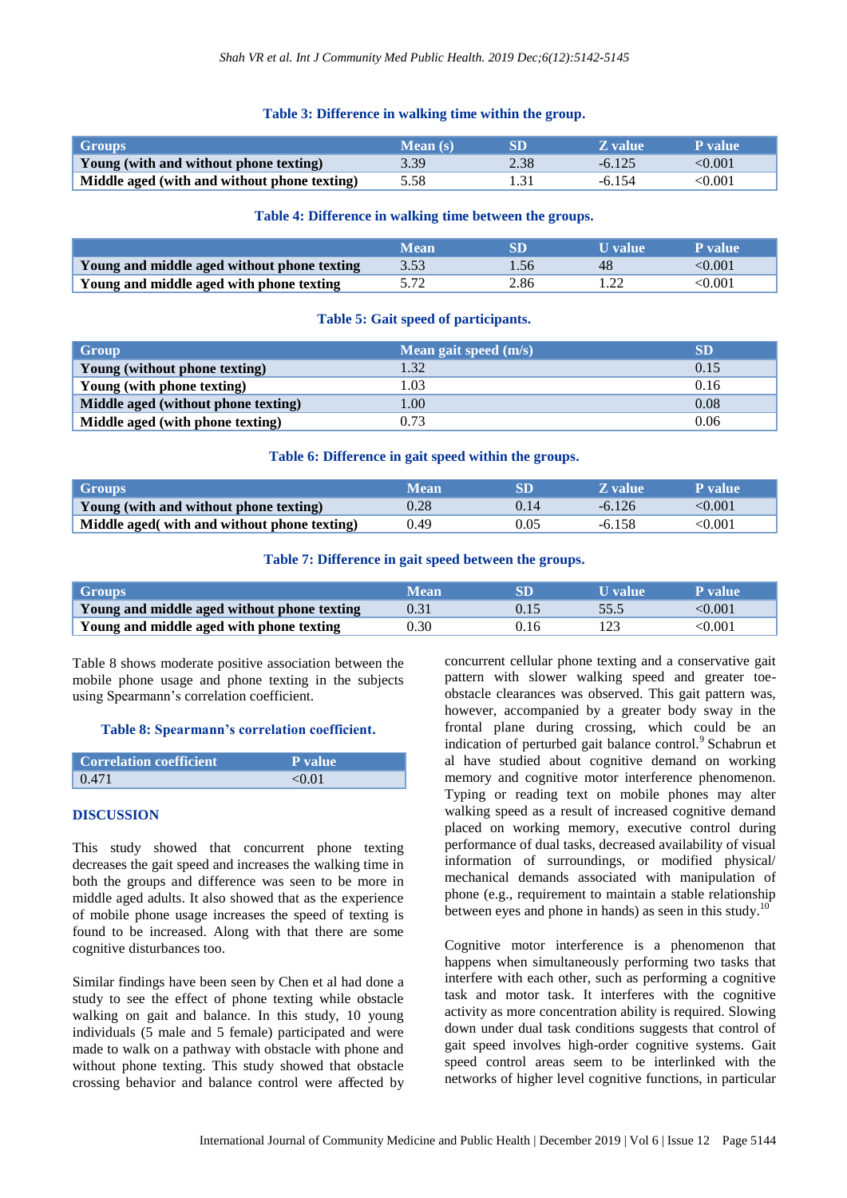**Table 3: Difference in walking time within the group.**

| Groups | Mean (s) | SD | Z value | P value |
|---|---|---|---|---|
| Young (with and without phone texting) | 3.39 | 2.38 | -6.125 | <0.001 |
| Middle aged (with and without phone texting) | 5.58 | 1.31 | -6.154 | <0.001 |

**Table 4: Difference in walking time between the groups.**

| | Mean | SD | U value | P value |
|---|---|---|---|---|
| Young and middle aged without phone texting | 3.53 | 1.56 | 48 | <0.001 |
| Young and middle aged with phone texting | 5.72 | 2.86 | 1.22 | <0.001 |

**Table 5: Gait speed of participants.**

| Group | Mean gait speed (m/s) | SD |
|---|---|---|
| Young (without phone texting) | 1.32 | 0.15 |
| Young (with phone texting) | 1.03 | 0.16 |
| Middle aged (without phone texting) | 1.00 | 0.08 |
| Middle aged (with phone texting) | 0.73 | 0.06 |

**Table 6: Difference in gait speed within the groups.**

| Groups | Mean | SD | Z value | P value |
|---|---|---|---|---|
| Young (with and without phone texting) | 0.28 | 0.14 | -6.126 | <0.001 |
| Middle aged( with and without phone texting) | 0.49 | 0.05 | -6.158 | <0.001 |

**Table 7: Difference in gait speed between the groups.**

| Groups | Mean | SD | U value | P value |
|---|---|---|---|---|
| Young and middle aged without phone texting | 0.31 | 0.15 | 55.5 | <0.001 |
| Young and middle aged with phone texting | 0.30 | 0.16 | 123 | <0.001 |

Table 8 shows moderate positive association between the mobile phone usage and phone texting in the subjects using Spearmann's correlation coefficient.

**Table 8: Spearmann's correlation coefficient.**

| Correlation coefficient | P value |
|---|---|
| 0.471 | <0.01 |

## DISCUSSION

This study showed that concurrent phone texting decreases the gait speed and increases the walking time in both the groups and difference was seen to be more in middle aged adults. It also showed that as the experience of mobile phone usage increases the speed of texting is found to be increased. Along with that there are some cognitive disturbances too.

Similar findings have been seen by Chen et al had done a study to see the effect of phone texting while obstacle walking on gait and balance. In this study, 10 young individuals (5 male and 5 female) participated and were made to walk on a pathway with obstacle with phone and without phone texting. This study showed that obstacle crossing behavior and balance control were affected by concurrent cellular phone texting and a conservative gait pattern with slower walking speed and greater toe-obstacle clearances was observed. This gait pattern was, however, accompanied by a greater body sway in the frontal plane during crossing, which could be an indication of perturbed gait balance control.[9] Schabrun et al have studied about cognitive demand on working memory and cognitive motor interference phenomenon. Typing or reading text on mobile phones may alter walking speed as a result of increased cognitive demand placed on working memory, executive control during performance of dual tasks, decreased availability of visual information of surroundings, or modified physical/ mechanical demands associated with manipulation of phone (e.g., requirement to maintain a stable relationship between eyes and phone in hands) as seen in this study.[10]

Cognitive motor interference is a phenomenon that happens when simultaneously performing two tasks that interfere with each other, such as performing a cognitive task and motor task. It interferes with the cognitive activity as more concentration ability is required. Slowing down under dual task conditions suggests that control of gait speed involves high-order cognitive systems. Gait speed control areas seem to be interlinked with the networks of higher level cognitive functions, in particular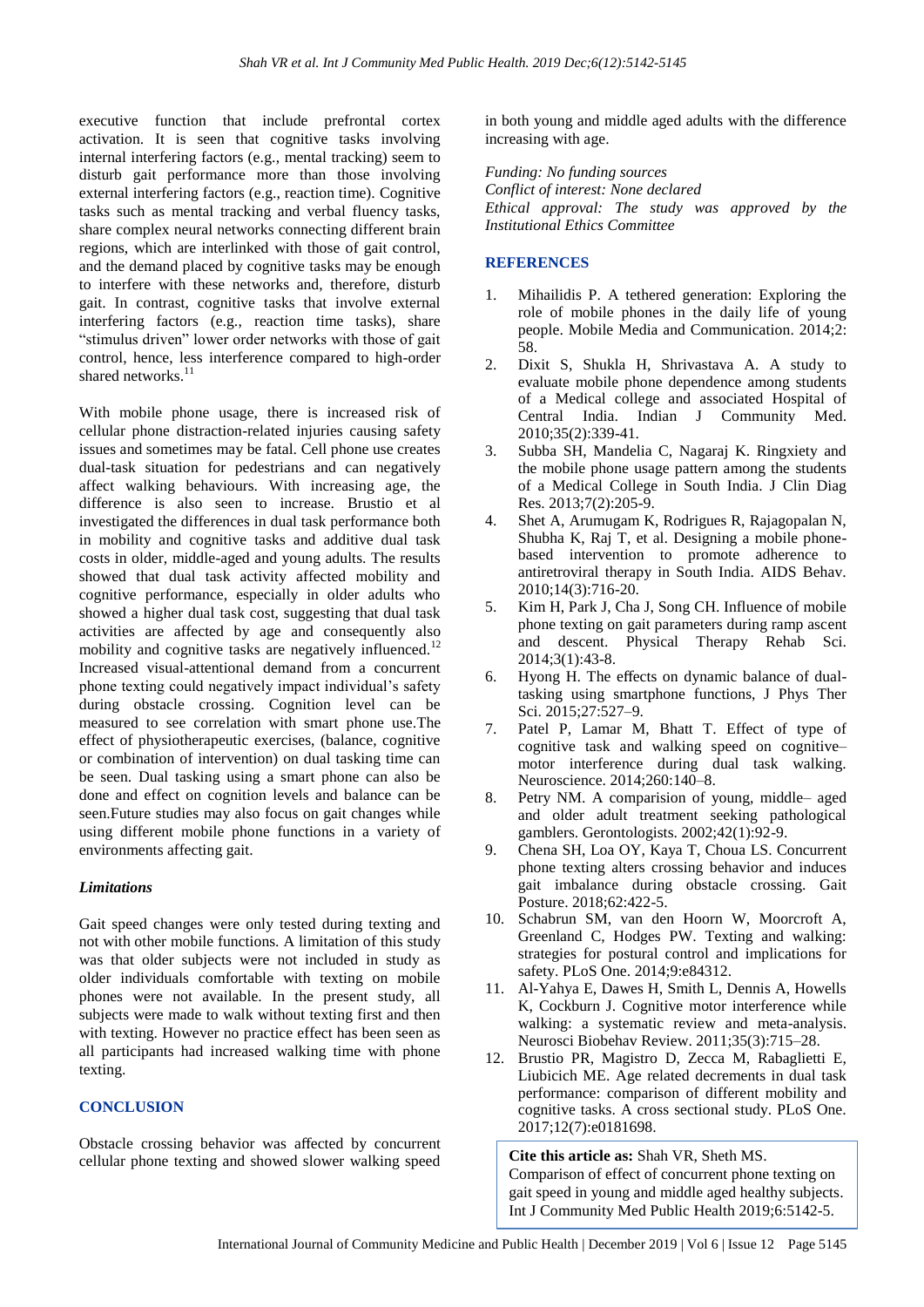executive function that include prefrontal cortex activation. It is seen that cognitive tasks involving internal interfering factors (e.g., mental tracking) seem to disturb gait performance more than those involving external interfering factors (e.g., reaction time). Cognitive tasks such as mental tracking and verbal fluency tasks, share complex neural networks connecting different brain regions, which are interlinked with those of gait control, and the demand placed by cognitive tasks may be enough to interfere with these networks and, therefore, disturb gait. In contrast, cognitive tasks that involve external interfering factors (e.g., reaction time tasks), share "stimulus driven" lower order networks with those of gait control, hence, less interference compared to high-order shared networks.[11]

With mobile phone usage, there is increased risk of cellular phone distraction-related injuries causing safety issues and sometimes may be fatal. Cell phone use creates dual-task situation for pedestrians and can negatively affect walking behaviours. With increasing age, the difference is also seen to increase. Brustio et al investigated the differences in dual task performance both in mobility and cognitive tasks and additive dual task costs in older, middle-aged and young adults. The results showed that dual task activity affected mobility and cognitive performance, especially in older adults who showed a higher dual task cost, suggesting that dual task activities are affected by age and consequently also mobility and cognitive tasks are negatively influenced.[12] Increased visual-attentional demand from a concurrent phone texting could negatively impact individual's safety during obstacle crossing. Cognition level can be measured to see correlation with smart phone use.The effect of physiotherapeutic exercises, (balance, cognitive or combination of intervention) on dual tasking time can be seen. Dual tasking using a smart phone can also be done and effect on cognition levels and balance can be seen.Future studies may also focus on gait changes while using different mobile phone functions in a variety of environments affecting gait.

### *Limitations*

Gait speed changes were only tested during texting and not with other mobile functions. A limitation of this study was that older subjects were not included in study as older individuals comfortable with texting on mobile phones were not available. In the present study, all subjects were made to walk without texting first and then with texting. However no practice effect has been seen as all participants had increased walking time with phone texting.

## CONCLUSION

Obstacle crossing behavior was affected by concurrent cellular phone texting and showed slower walking speed in both young and middle aged adults with the difference increasing with age.

*Funding: No funding sources*
*Conflict of interest: None declared*
*Ethical approval: The study was approved by the Institutional Ethics Committee*

## REFERENCES

1. Mihailidis P. A tethered generation: Exploring the role of mobile phones in the daily life of young people. Mobile Media and Communication. 2014;2: 58.
2. Dixit S, Shukla H, Shrivastava A. A study to evaluate mobile phone dependence among students of a Medical college and associated Hospital of Central India. Indian J Community Med. 2010;35(2):339-41.
3. Subba SH, Mandelia C, Nagaraj K. Ringxiety and the mobile phone usage pattern among the students of a Medical College in South India. J Clin Diag Res. 2013;7(2):205-9.
4. Shet A, Arumugam K, Rodrigues R, Rajagopalan N, Shubha K, Raj T, et al. Designing a mobile phone-based intervention to promote adherence to antiretroviral therapy in South India. AIDS Behav. 2010;14(3):716-20.
5. Kim H, Park J, Cha J, Song CH. Influence of mobile phone texting on gait parameters during ramp ascent and descent. Physical Therapy Rehab Sci. 2014;3(1):43-8.
6. Hyong H. The effects on dynamic balance of dual-tasking using smartphone functions, J Phys Ther Sci. 2015;27:527–9.
7. Patel P, Lamar M, Bhatt T. Effect of type of cognitive task and walking speed on cognitive–motor interference during dual task walking. Neuroscience. 2014;260:140–8.
8. Petry NM. A comparision of young, middle– aged and older adult treatment seeking pathological gamblers. Gerontologists. 2002;42(1):92-9.
9. Chena SH, Loa OY, Kaya T, Choua LS. Concurrent phone texting alters crossing behavior and induces gait imbalance during obstacle crossing. Gait Posture. 2018;62:422-5.
10. Schabrun SM, van den Hoorn W, Moorcroft A, Greenland C, Hodges PW. Texting and walking: strategies for postural control and implications for safety. PLoS One. 2014;9:e84312.
11. Al-Yahya E, Dawes H, Smith L, Dennis A, Howells K, Cockburn J. Cognitive motor interference while walking: a systematic review and meta-analysis. Neurosci Biobehav Review. 2011;35(3):715–28.
12. Brustio PR, Magistro D, Zecca M, Rabaglietti E, Liubicich ME. Age related decrements in dual task performance: comparison of different mobility and cognitive tasks. A cross sectional study. PLoS One. 2017;12(7):e0181698.

**Cite this article as:** Shah VR, Sheth MS. Comparison of effect of concurrent phone texting on gait speed in young and middle aged healthy subjects. Int J Community Med Public Health 2019;6:5142-5.